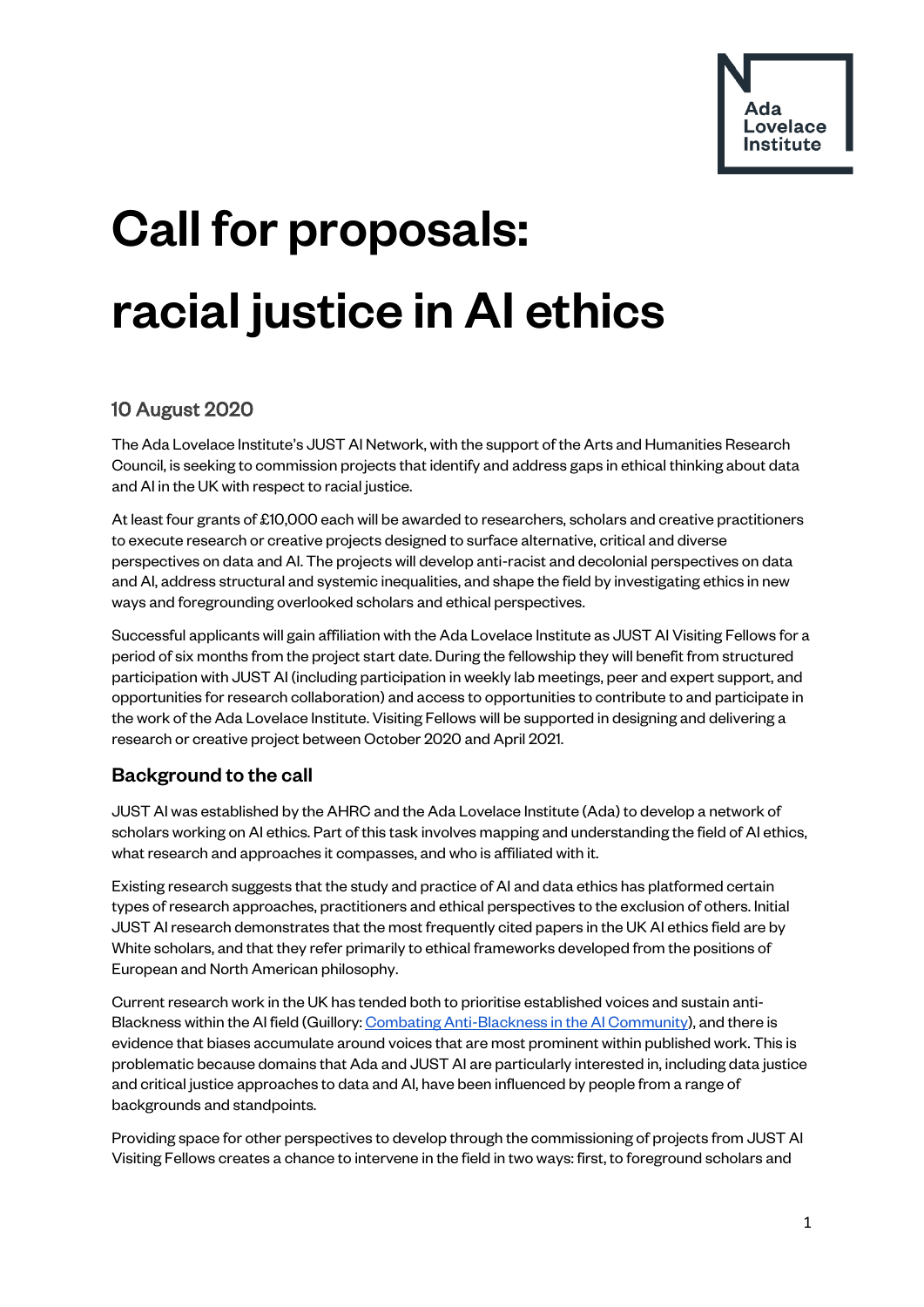# Call for proposals: racial justice in AI ethics

## 10 August 2020

The Ada Lovelace Institute's JUST AI Network, with the support of the Arts and Humanities Research Council, is seeking to commission projects that identify and address gaps in ethical thinking about data and AI in the UK with respect to racial justice.

At least four grants of £10,000 each will be awarded to researchers, scholars and creative practitioners to execute research or creative projects designed to surface alternative, critical and diverse perspectives on data and AI. The projects will develop anti-racist and decolonial perspectives on data and AI, address structural and systemic inequalities, and shape the field by investigating ethics in new ways and foregrounding overlooked scholars and ethical perspectives.

Successful applicants will gain affiliation with the Ada Lovelace Institute as JUST AI Visiting Fellows for a period of six months from the project start date. During the fellowship they will benefit from structured participation with JUST AI (including participation in weekly lab meetings, peer and expert support, and opportunities for research collaboration) and access to opportunities to contribute to and participate in the work of the Ada Lovelace Institute. Visiting Fellows will be supported in designing and delivering a research or creative project between October 2020 and April 2021.

### Background to the call

JUST AI was established by the AHRC and the Ada Lovelace Institute (Ada) to develop a network of scholars working on AI ethics. Part of this task involves mapping and understanding the field of AI ethics, what research and approaches it compasses, and who is affiliated with it.

Existing research suggests that the study and practice of AI and data ethics has platformed certain types of research approaches, practitioners and ethical perspectives to the exclusion of others. Initial JUST AI research demonstrates that the most frequently cited papers in the UK AI ethics field are by White scholars, and that they refer primarily to ethical frameworks developed from the positions of European and North American philosophy.

Current research work in the UK has tended both to prioritise established voices and sustain anti-Blackness within the AI field (Guillory: [Combating Anti-Blackness in the AI Community](Combating Anti-Blackness in the AI Community)), and there is evidence that biases accumulate around voices that are most prominent within published work. This is problematic because domains that Ada and JUST AI are particularly interested in, including data justice and critical justice approaches to data and AI, have been influenced by people from a range of backgrounds and standpoints.

Providing space for other perspectives to develop through the commissioning of projects from JUST AI Visiting Fellows creates a chance to intervene in the field in two ways: first, to foreground scholars and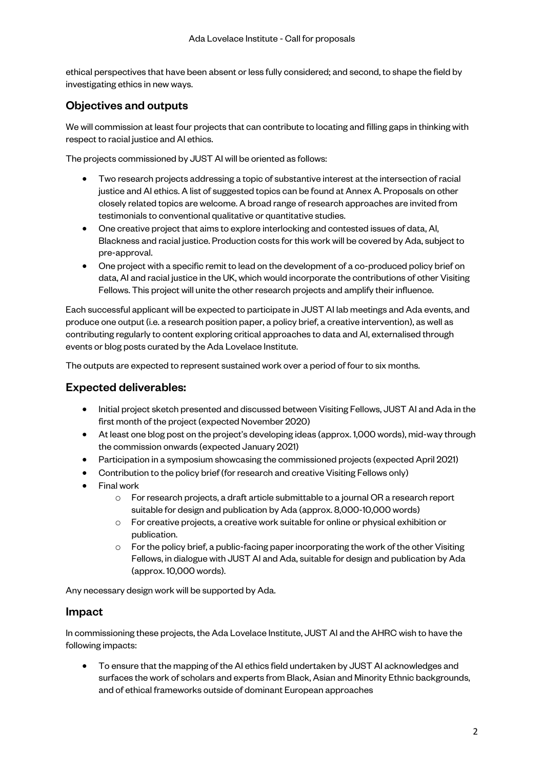ethical perspectives that have been absent or less fully considered; and second, to shape the field by investigating ethics in new ways.

## Objectives and outputs

We will commission at least four projects that can contribute to locating and filling gaps in thinking with respect to racial justice and AI ethics.

The projects commissioned by JUST AI will be oriented as follows:

- Two research projects addressing a topic of substantive interest at the intersection of racial justice and AI ethics. A list of suggested topics can be found at Annex A. Proposals on other closely related topics are welcome. A broad range of research approaches are invited from testimonials to conventional qualitative or quantitative studies.
- One creative project that aims to explore interlocking and contested issues of data, AI, Blackness and racial justice. Production costs for this work will be covered by Ada, subject to pre-approval.
- One project with a specific remit to lead on the development of a co-produced policy brief on data, AI and racial justice in the UK, which would incorporate the contributions of other Visiting Fellows. This project will unite the other research projects and amplify their influence.

Each successful applicant will be expected to participate in JUST AI lab meetings and Ada events, and produce one output (i.e. a research position paper, a policy brief, a creative intervention), as well as contributing regularly to content exploring critical approaches to data and AI, externalised through events or blog posts curated by the Ada Lovelace Institute.

The outputs are expected to represent sustained work over a period of four to six months.

## Expected deliverables:

- Initial project sketch presented and discussed between Visiting Fellows, JUST AI and Ada in the first month of the project (expected November 2020)
- At least one blog post on the project's developing ideas (approx. 1,000 words), mid-way through the commission onwards (expected January 2021)
- Participation in a symposium showcasing the commissioned projects (expected April 2021)
- Contribution to the policy brief (for research and creative Visiting Fellows only)
- Final work
  - For research projects, a draft article submittable to a journal OR a research report suitable for design and publication by Ada (approx. 8,000-10,000 words)
  - For creative projects, a creative work suitable for online or physical exhibition or publication.
  - For the policy brief, a public-facing paper incorporating the work of the other Visiting Fellows, in dialogue with JUST AI and Ada, suitable for design and publication by Ada (approx. 10,000 words).

Any necessary design work will be supported by Ada.

## Impact

In commissioning these projects, the Ada Lovelace Institute, JUST AI and the AHRC wish to have the following impacts:

- To ensure that the mapping of the AI ethics field undertaken by JUST AI acknowledges and surfaces the work of scholars and experts from Black, Asian and Minority Ethnic backgrounds, and of ethical frameworks outside of dominant European approaches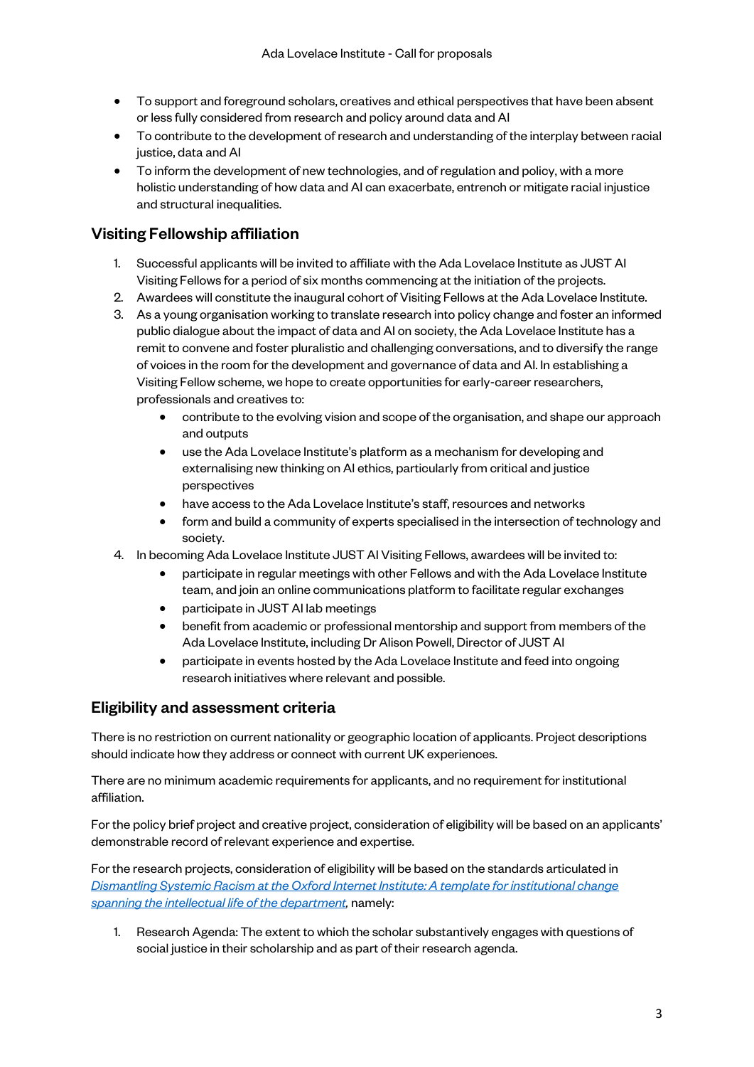- To support and foreground scholars, creatives and ethical perspectives that have been absent or less fully considered from research and policy around data and AI
- To contribute to the development of research and understanding of the interplay between racial justice, data and AI
- To inform the development of new technologies, and of regulation and policy, with a more holistic understanding of how data and AI can exacerbate, entrench or mitigate racial injustice and structural inequalities.

## Visiting Fellowship affiliation

1. Successful applicants will be invited to affiliate with the Ada Lovelace Institute as JUST AI Visiting Fellows for a period of six months commencing at the initiation of the projects.
2. Awardees will constitute the inaugural cohort of Visiting Fellows at the Ada Lovelace Institute.
3. As a young organisation working to translate research into policy change and foster an informed public dialogue about the impact of data and AI on society, the Ada Lovelace Institute has a remit to convene and foster pluralistic and challenging conversations, and to diversify the range of voices in the room for the development and governance of data and AI. In establishing a Visiting Fellow scheme, we hope to create opportunities for early-career researchers, professionals and creatives to:
   - contribute to the evolving vision and scope of the organisation, and shape our approach and outputs
   - use the Ada Lovelace Institute's platform as a mechanism for developing and externalising new thinking on AI ethics, particularly from critical and justice perspectives
   - have access to the Ada Lovelace Institute's staff, resources and networks
   - form and build a community of experts specialised in the intersection of technology and society.
4. In becoming Ada Lovelace Institute JUST AI Visiting Fellows, awardees will be invited to:
   - participate in regular meetings with other Fellows and with the Ada Lovelace Institute team, and join an online communications platform to facilitate regular exchanges
   - participate in JUST AI lab meetings
   - benefit from academic or professional mentorship and support from members of the Ada Lovelace Institute, including Dr Alison Powell, Director of JUST AI
   - participate in events hosted by the Ada Lovelace Institute and feed into ongoing research initiatives where relevant and possible.

## Eligibility and assessment criteria

There is no restriction on current nationality or geographic location of applicants. Project descriptions should indicate how they address or connect with current UK experiences.

There are no minimum academic requirements for applicants, and no requirement for institutional affiliation.

For the policy brief project and creative project, consideration of eligibility will be based on an applicants' demonstrable record of relevant experience and expertise.

For the research projects, consideration of eligibility will be based on the standards articulated in *Dismantling Systemic Racism at the Oxford Internet Institute: A template for institutional change spanning the intellectual life of the department*, namely:

1. Research Agenda: The extent to which the scholar substantively engages with questions of social justice in their scholarship and as part of their research agenda.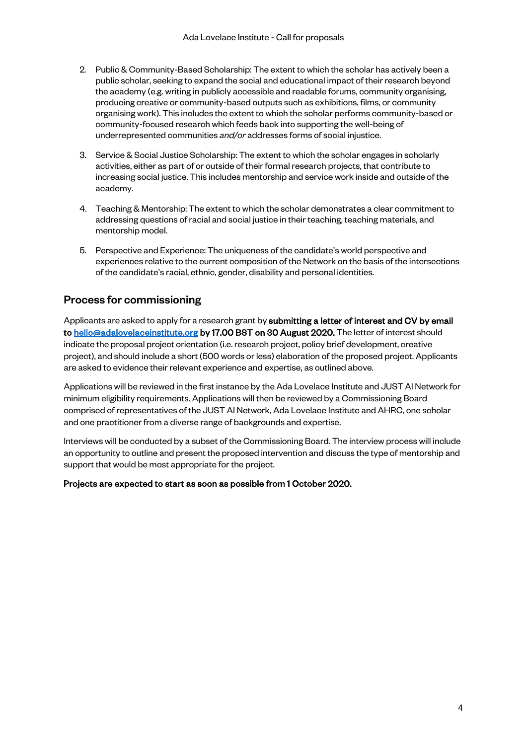2. Public & Community-Based Scholarship: The extent to which the scholar has actively been a public scholar, seeking to expand the social and educational impact of their research beyond the academy (e.g. writing in publicly accessible and readable forums, community organising, producing creative or community-based outputs such as exhibitions, films, or community organising work). This includes the extent to which the scholar performs community-based or community-focused research which feeds back into supporting the well-being of underrepresented communities *and/or* addresses forms of social injustice.

3. Service & Social Justice Scholarship: The extent to which the scholar engages in scholarly activities, either as part of or outside of their formal research projects, that contribute to increasing social justice. This includes mentorship and service work inside and outside of the academy.

4. Teaching & Mentorship: The extent to which the scholar demonstrates a clear commitment to addressing questions of racial and social justice in their teaching, teaching materials, and mentorship model.

5. Perspective and Experience: The uniqueness of the candidate's world perspective and experiences relative to the current composition of the Network on the basis of the intersections of the candidate's racial, ethnic, gender, disability and personal identities.

## Process for commissioning

Applicants are asked to apply for a research grant by **submitting a letter of interest and CV by email to [hello@adalovelaceinstitute.org](mailto:hello@adalovelaceinstitute.org) by 17.00 BST on 30 August 2020.** The letter of interest should indicate the proposal project orientation (i.e. research project, policy brief development, creative project), and should include a short (500 words or less) elaboration of the proposed project. Applicants are asked to evidence their relevant experience and expertise, as outlined above.

Applications will be reviewed in the first instance by the Ada Lovelace Institute and JUST AI Network for minimum eligibility requirements. Applications will then be reviewed by a Commissioning Board comprised of representatives of the JUST AI Network, Ada Lovelace Institute and AHRC, one scholar and one practitioner from a diverse range of backgrounds and expertise.

Interviews will be conducted by a subset of the Commissioning Board. The interview process will include an opportunity to outline and present the proposed intervention and discuss the type of mentorship and support that would be most appropriate for the project.

**Projects are expected to start as soon as possible from 1 October 2020.**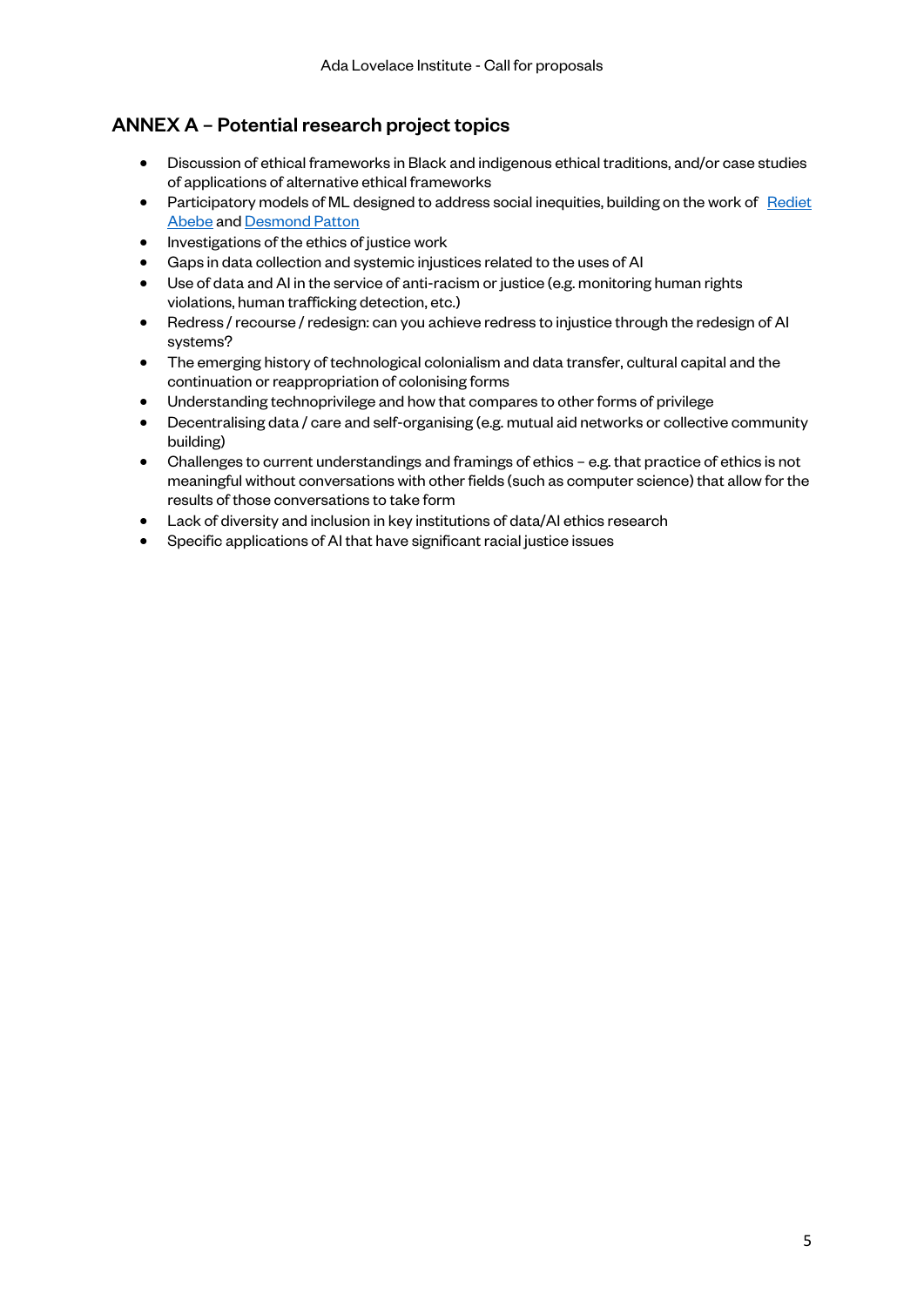## ANNEX A – Potential research project topics

- Discussion of ethical frameworks in Black and indigenous ethical traditions, and/or case studies of applications of alternative ethical frameworks
- Participatory models of ML designed to address social inequities, building on the work of Rediet Abebe and Desmond Patton
- Investigations of the ethics of justice work
- Gaps in data collection and systemic injustices related to the uses of AI
- Use of data and AI in the service of anti-racism or justice (e.g. monitoring human rights violations, human trafficking detection, etc.)
- Redress / recourse / redesign: can you achieve redress to injustice through the redesign of AI systems?
- The emerging history of technological colonialism and data transfer, cultural capital and the continuation or reappropriation of colonising forms
- Understanding technoprivilege and how that compares to other forms of privilege
- Decentralising data / care and self-organising (e.g. mutual aid networks or collective community building)
- Challenges to current understandings and framings of ethics – e.g. that practice of ethics is not meaningful without conversations with other fields (such as computer science) that allow for the results of those conversations to take form
- Lack of diversity and inclusion in key institutions of data/AI ethics research
- Specific applications of AI that have significant racial justice issues